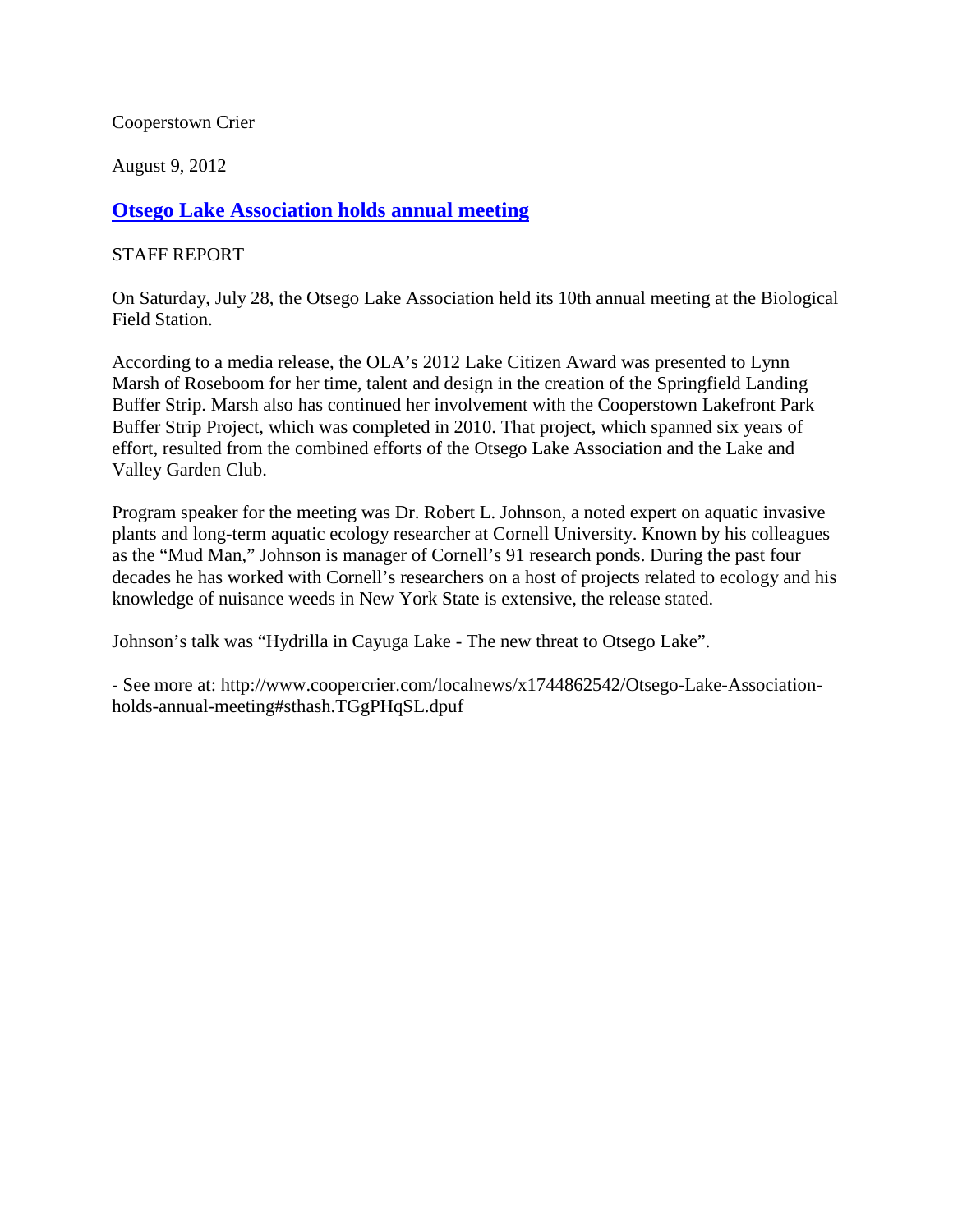Cooperstown Crier

August 9, 2012

## Otsego Lake Association holds annual meeting

STAFF REPORT

On Saturday, July 28, the Otsego Lake Association held its 10th annual meeting at the Biological Field Station.

According to a media release, the OLA's 2012 Lake Citizen Award was presented to Lynn Marsh of Roseboom for her time, talent and design in the creation of the Springfield Landing Buffer Strip. Marsh also has continued her involvement with the Cooperstown Lakefront Park Buffer Strip Project, which was completed in 2010. That project, which spanned six years of effort, resulted from the combined efforts of the Otsego Lake Association and the Lake and Valley Garden Club.

Program speaker for the meeting was Dr. Robert L. Johnson, a noted expert on aquatic invasive plants and long-term aquatic ecology researcher at Cornell University. Known by his colleagues as the "Mud Man," Johnson is manager of Cornell's 91 research ponds. During the past four decades he has worked with Cornell's researchers on a host of projects related to ecology and his knowledge of nuisance weeds in New York State is extensive, the release stated.

Johnson's talk was "Hydrilla in Cayuga Lake - The new threat to Otsego Lake".

- See more at: http://www.coopercrier.com/localnews/x1744862542/Otsego-Lake-Association-holds-annual-meeting#sthash.TGgPHqSL.dpuf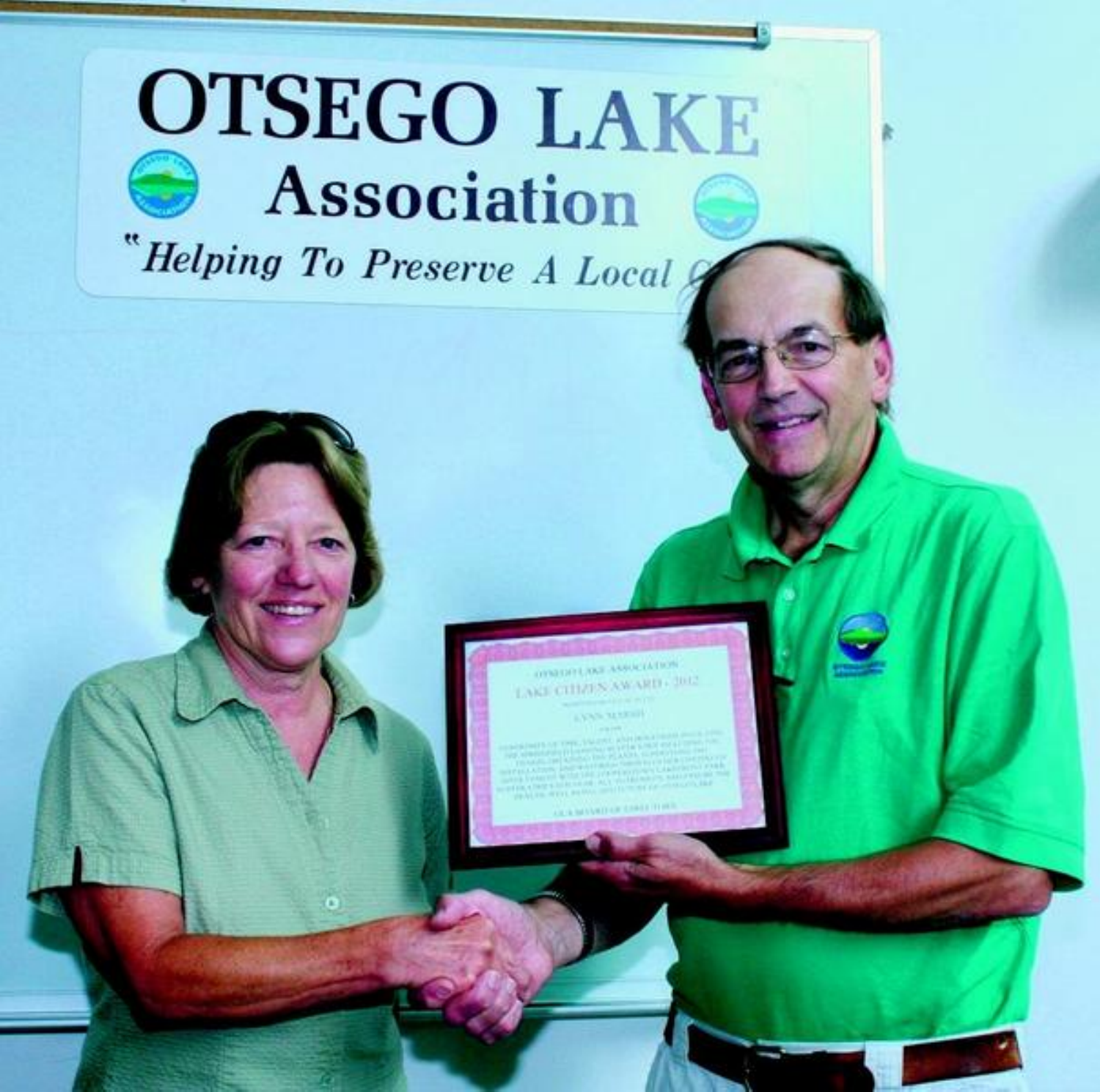OTSEGO LAKE

Association

"Helping To Preserve A Local C

OTSEGO LAKE ASSOCIATION

LAKE CITIZEN AWARD - 2012

LYNN MARSH

OLA BOARD OF DIRECTORS